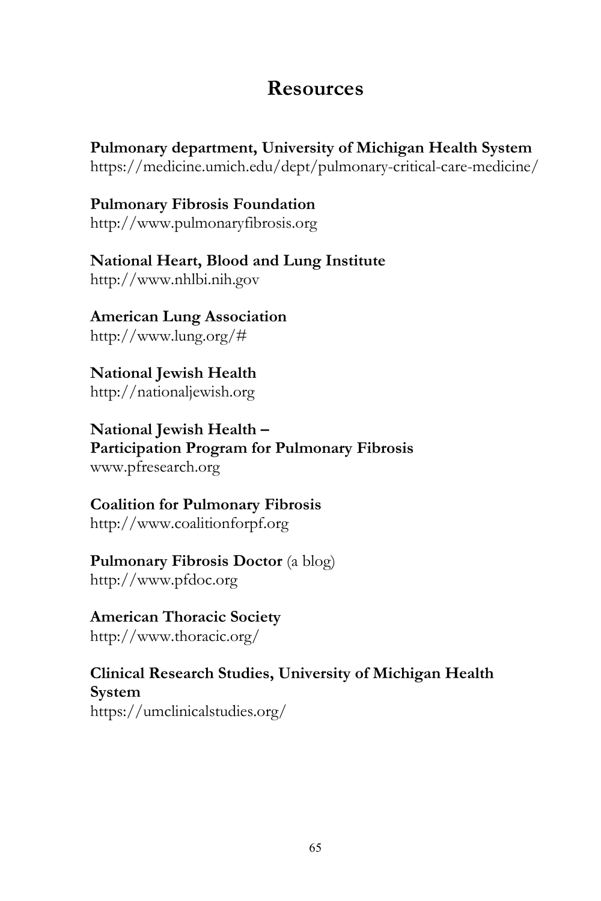# Resources

**Pulmonary department, University of Michigan Health System**
https://medicine.umich.edu/dept/pulmonary-critical-care-medicine/

**Pulmonary Fibrosis Foundation**
http://www.pulmonaryfibrosis.org

**National Heart, Blood and Lung Institute**
http://www.nhlbi.nih.gov

**American Lung Association**
http://www.lung.org/#

**National Jewish Health**
http://nationaljewish.org

**National Jewish Health – Participation Program for Pulmonary Fibrosis**
www.pfresearch.org

**Coalition for Pulmonary Fibrosis**
http://www.coalitionforpf.org

**Pulmonary Fibrosis Doctor** (a blog)
http://www.pfdoc.org

**American Thoracic Society**
http://www.thoracic.org/

**Clinical Research Studies, University of Michigan Health System**
https://umclinicalstudies.org/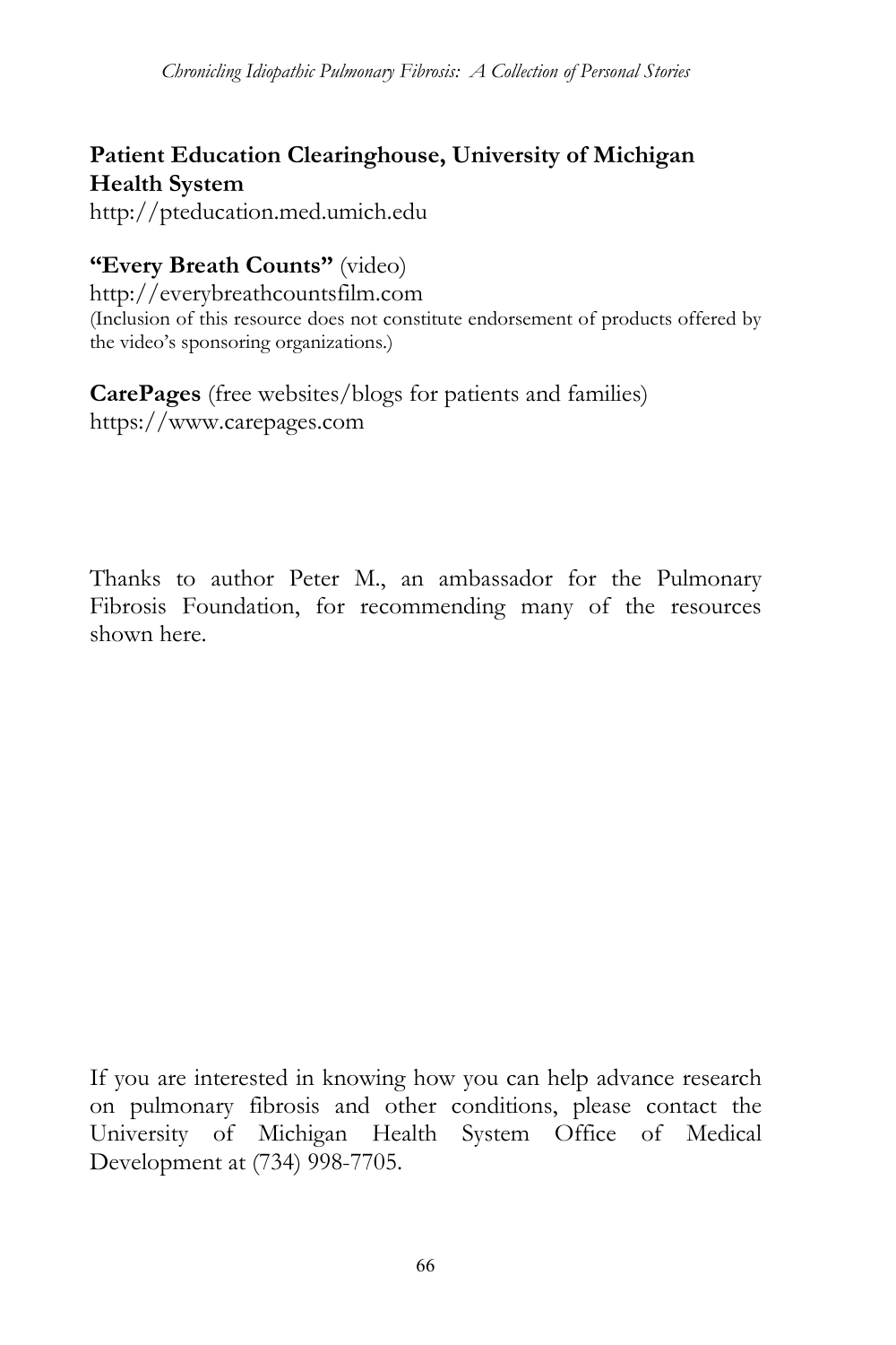**Patient Education Clearinghouse, University of Michigan Health System**
http://pteducation.med.umich.edu

**"Every Breath Counts"** (video)
http://everybreathcountsfilm.com
(Inclusion of this resource does not constitute endorsement of products offered by the video's sponsoring organizations.)

**CarePages** (free websites/blogs for patients and families)
https://www.carepages.com

Thanks to author Peter M., an ambassador for the Pulmonary Fibrosis Foundation, for recommending many of the resources shown here.

If you are interested in knowing how you can help advance research on pulmonary fibrosis and other conditions, please contact the University of Michigan Health System Office of Medical Development at (734) 998-7705.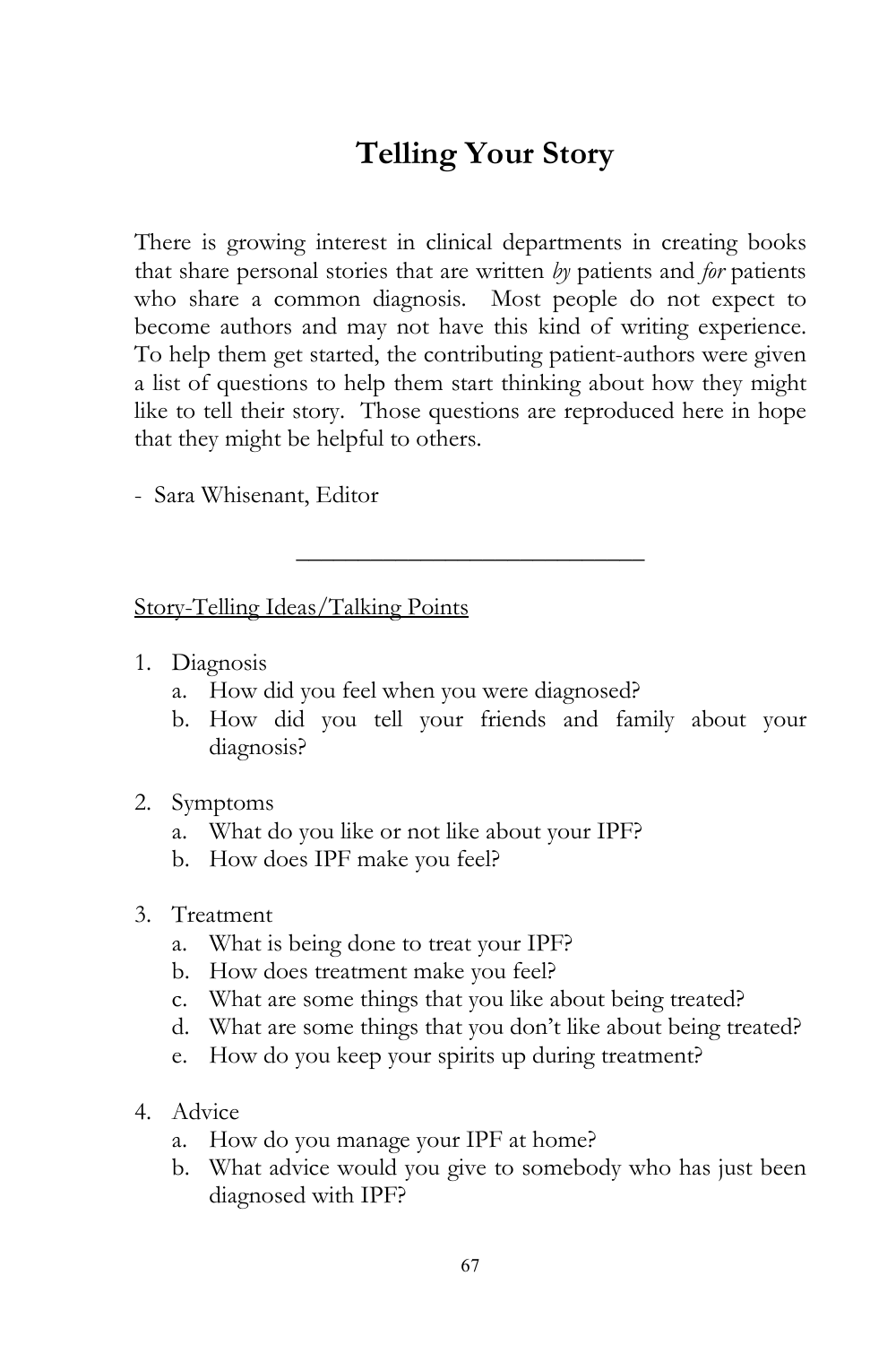# Telling Your Story

There is growing interest in clinical departments in creating books that share personal stories that are written *by* patients and *for* patients who share a common diagnosis. Most people do not expect to become authors and may not have this kind of writing experience. To help them get started, the contributing patient-authors were given a list of questions to help them start thinking about how they might like to tell their story. Those questions are reproduced here in hope that they might be helpful to others.

- Sara Whisenant, Editor

---

<u>Story-Telling Ideas/Talking Points</u>

1. Diagnosis
   a. How did you feel when you were diagnosed?
   b. How did you tell your friends and family about your diagnosis?

2. Symptoms
   a. What do you like or not like about your IPF?
   b. How does IPF make you feel?

3. Treatment
   a. What is being done to treat your IPF?
   b. How does treatment make you feel?
   c. What are some things that you like about being treated?
   d. What are some things that you don't like about being treated?
   e. How do you keep your spirits up during treatment?

4. Advice
   a. How do you manage your IPF at home?
   b. What advice would you give to somebody who has just been diagnosed with IPF?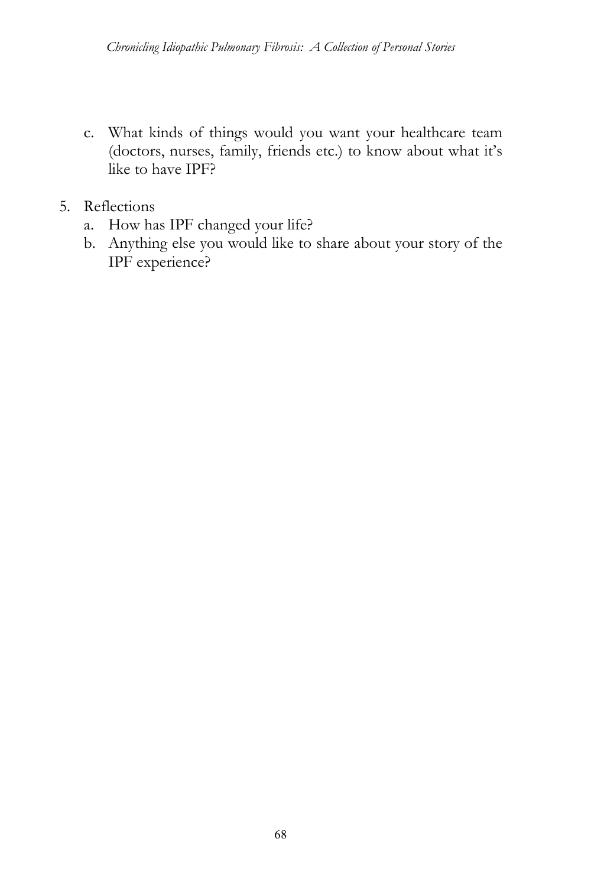c. What kinds of things would you want your healthcare team (doctors, nurses, family, friends etc.) to know about what it's like to have IPF?

5. Reflections
   a. How has IPF changed your life?
   b. Anything else you would like to share about your story of the IPF experience?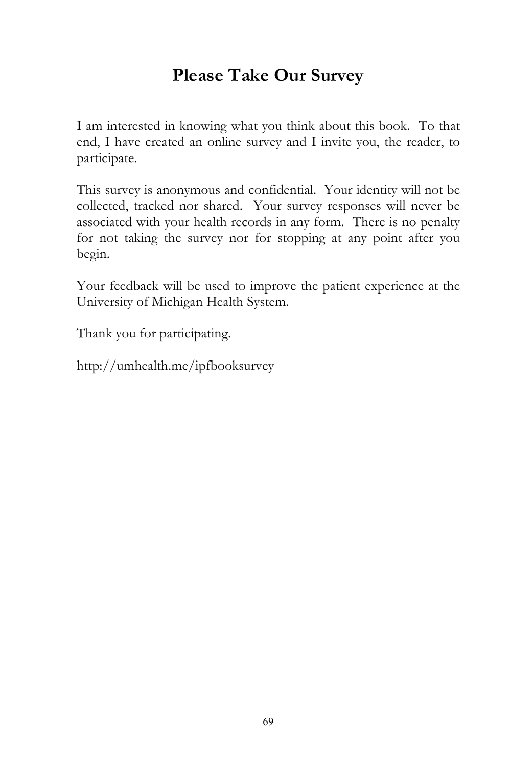# Please Take Our Survey

I am interested in knowing what you think about this book. To that end, I have created an online survey and I invite you, the reader, to participate.

This survey is anonymous and confidential. Your identity will not be collected, tracked nor shared. Your survey responses will never be associated with your health records in any form. There is no penalty for not taking the survey nor for stopping at any point after you begin.

Your feedback will be used to improve the patient experience at the University of Michigan Health System.

Thank you for participating.

http://umhealth.me/ipfbooksurvey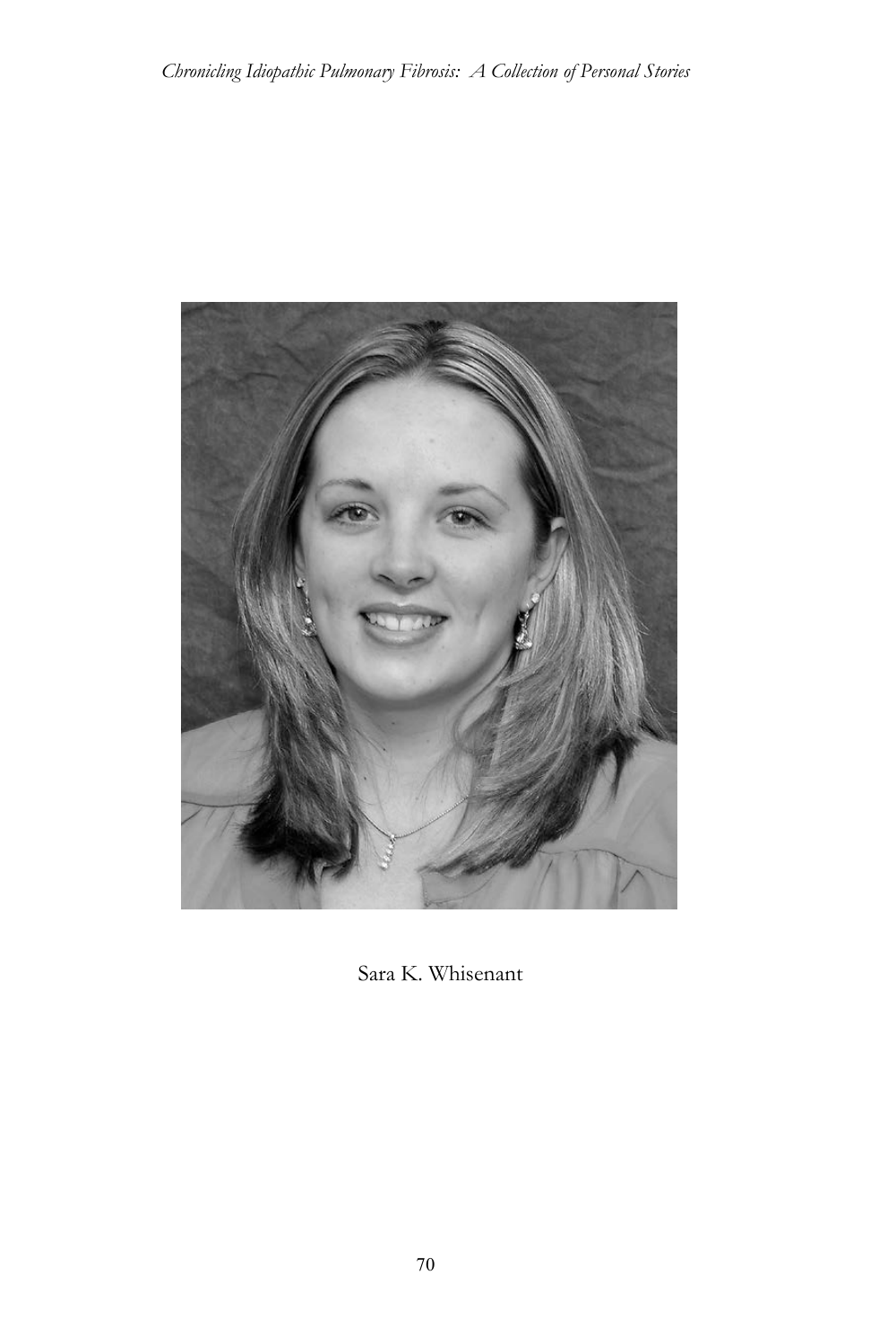Sara K. Whisenant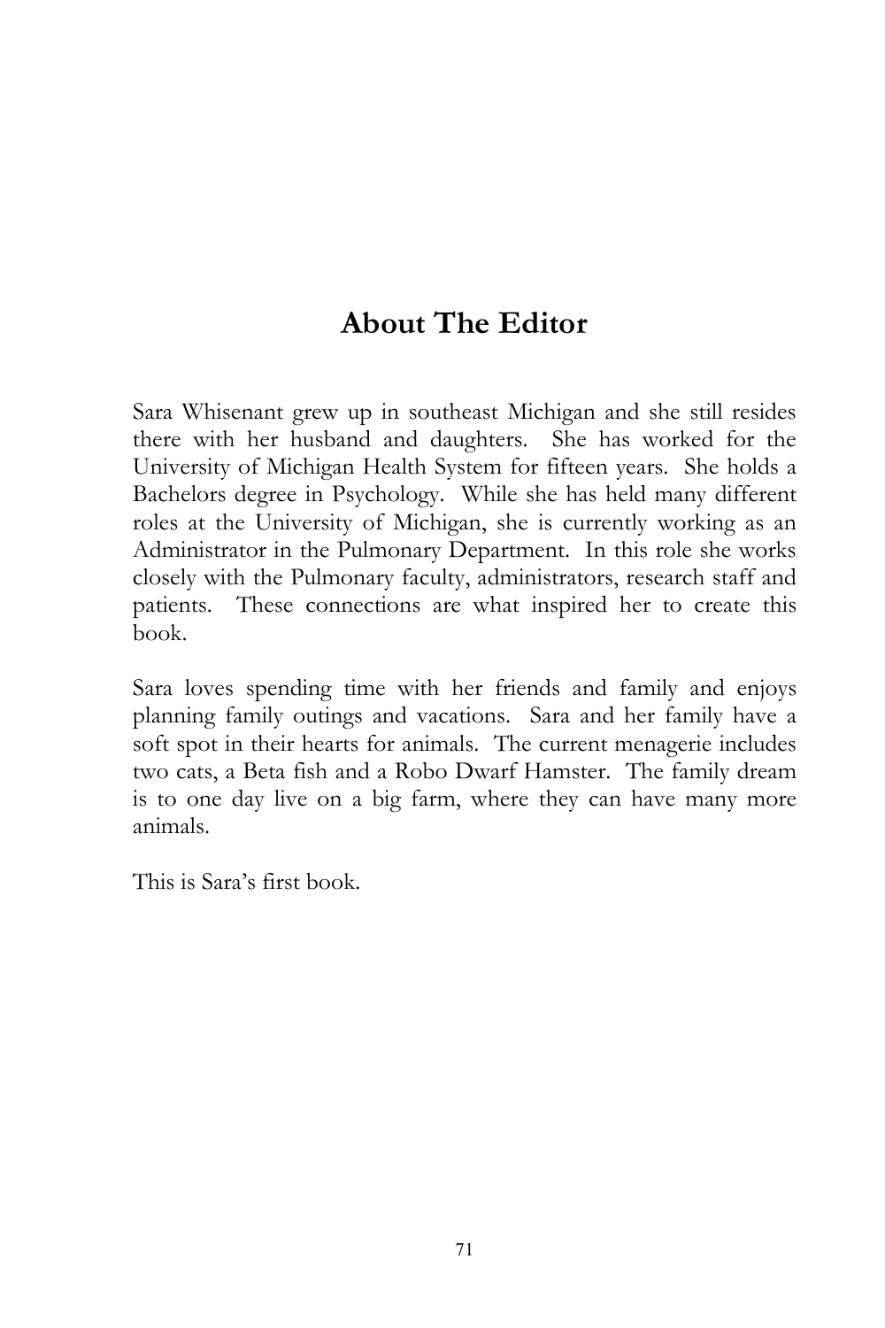# About The Editor

Sara Whisenant grew up in southeast Michigan and she still resides there with her husband and daughters. She has worked for the University of Michigan Health System for fifteen years. She holds a Bachelors degree in Psychology. While she has held many different roles at the University of Michigan, she is currently working as an Administrator in the Pulmonary Department. In this role she works closely with the Pulmonary faculty, administrators, research staff and patients. These connections are what inspired her to create this book.

Sara loves spending time with her friends and family and enjoys planning family outings and vacations. Sara and her family have a soft spot in their hearts for animals. The current menagerie includes two cats, a Beta fish and a Robo Dwarf Hamster. The family dream is to one day live on a big farm, where they can have many more animals.

This is Sara's first book.